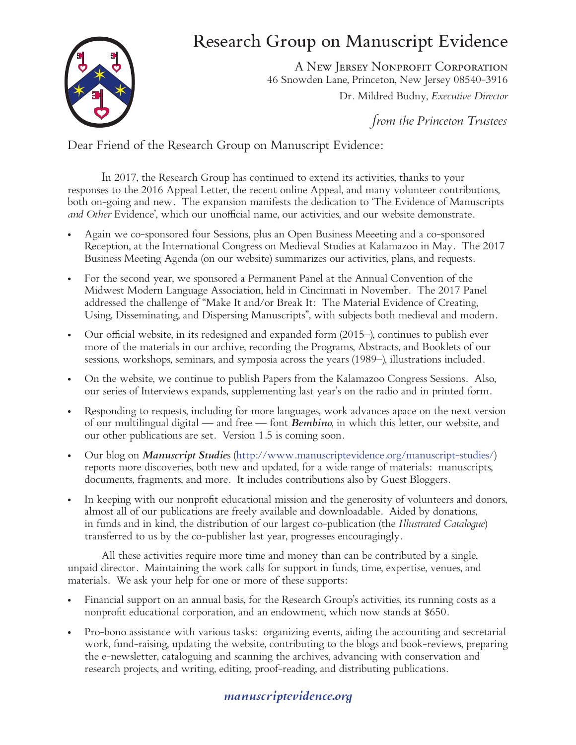# Research Group on Manuscript Evidence

A New Jersey Nonprofit Corporation
46 Snowden Lane, Princeton, New Jersey 08540-3916
Dr. Mildred Budny, *Executive Director*

*from the Princeton Trustees*

Dear Friend of the Research Group on Manuscript Evidence:

In 2017, the Research Group has continued to extend its activities, thanks to your responses to the 2016 Appeal Letter, the recent online Appeal, and many volunteer contributions, both on-going and new. The expansion manifests the dedication to 'The Evidence of Manuscripts *and Other* Evidence', which our unofficial name, our activities, and our website demonstrate.

- Again we co-sponsored four Sessions, plus an Open Business Meeeting and a co-sponsored Reception, at the International Congress on Medieval Studies at Kalamazoo in May. The 2017 Business Meeting Agenda (on our website) summarizes our activities, plans, and requests.
- For the second year, we sponsored a Permanent Panel at the Annual Convention of the Midwest Modern Language Association, held in Cincinnati in November. The 2017 Panel addressed the challenge of "Make It and/or Break It: The Material Evidence of Creating, Using, Disseminating, and Dispersing Manuscripts", with subjects both medieval and modern.
- Our official website, in its redesigned and expanded form (2015–), continues to publish ever more of the materials in our archive, recording the Programs, Abstracts, and Booklets of our sessions, workshops, seminars, and symposia across the years (1989–), illustrations included.
- On the website, we continue to publish Papers from the Kalamazoo Congress Sessions. Also, our series of Interviews expands, supplementing last year's on the radio and in printed form.
- Responding to requests, including for more languages, work advances apace on the next version of our multilingual digital — and free — font ***Bembino***, in which this letter, our website, and our other publications are set. Version 1.5 is coming soon.
- Our blog on ***Manuscript Studie***s (http://www.manuscriptevidence.org/manuscript-studies/) reports more discoveries, both new and updated, for a wide range of materials: manuscripts, documents, fragments, and more. It includes contributions also by Guest Bloggers.
- In keeping with our nonprofit educational mission and the generosity of volunteers and donors, almost all of our publications are freely available and downloadable. Aided by donations, in funds and in kind, the distribution of our largest co-publication (the *Illustrated Catalogue*) transferred to us by the co-publisher last year, progresses encouragingly.

All these activities require more time and money than can be contributed by a single, unpaid director. Maintaining the work calls for support in funds, time, expertise, venues, and materials. We ask your help for one or more of these supports:

- Financial support on an annual basis, for the Research Group's activities, its running costs as a nonprofit educational corporation, and an endowment, which now stands at $650.
- Pro-bono assistance with various tasks: organizing events, aiding the accounting and secretarial work, fund-raising, updating the website, contributing to the blogs and book-reviews, preparing the e-newsletter, cataloguing and scanning the archives, advancing with conservation and research projects, and writing, editing, proof-reading, and distributing publications.

***manuscriptevidence.org***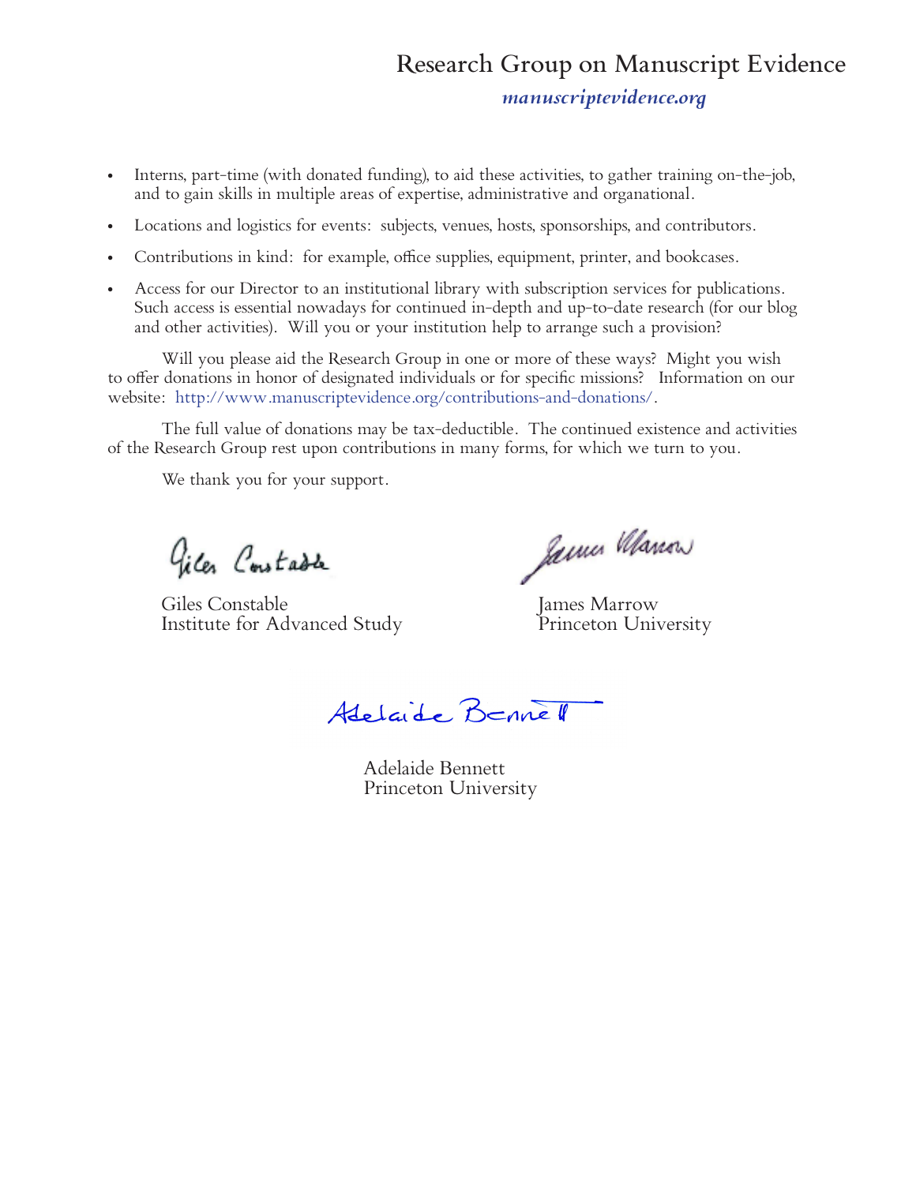# Research Group on Manuscript Evidence

*manuscriptevidence.org*

- Interns, part-time (with donated funding), to aid these activities, to gather training on-the-job, and to gain skills in multiple areas of expertise, administrative and organational.
- Locations and logistics for events: subjects, venues, hosts, sponsorships, and contributors.
- Contributions in kind: for example, office supplies, equipment, printer, and bookcases.
- Access for our Director to an institutional library with subscription services for publications. Such access is essential nowadays for continued in-depth and up-to-date research (for our blog and other activities). Will you or your institution help to arrange such a provision?

Will you please aid the Research Group in one or more of these ways? Might you wish to offer donations in honor of designated individuals or for specific missions? Information on our website: http://www.manuscriptevidence.org/contributions-and-donations/.

The full value of donations may be tax-deductible. The continued existence and activities of the Research Group rest upon contributions in many forms, for which we turn to you.

We thank you for your support.

Giles Constable
Institute for Advanced Study

James Marrow
Princeton University

Adelaide Bennett
Princeton University